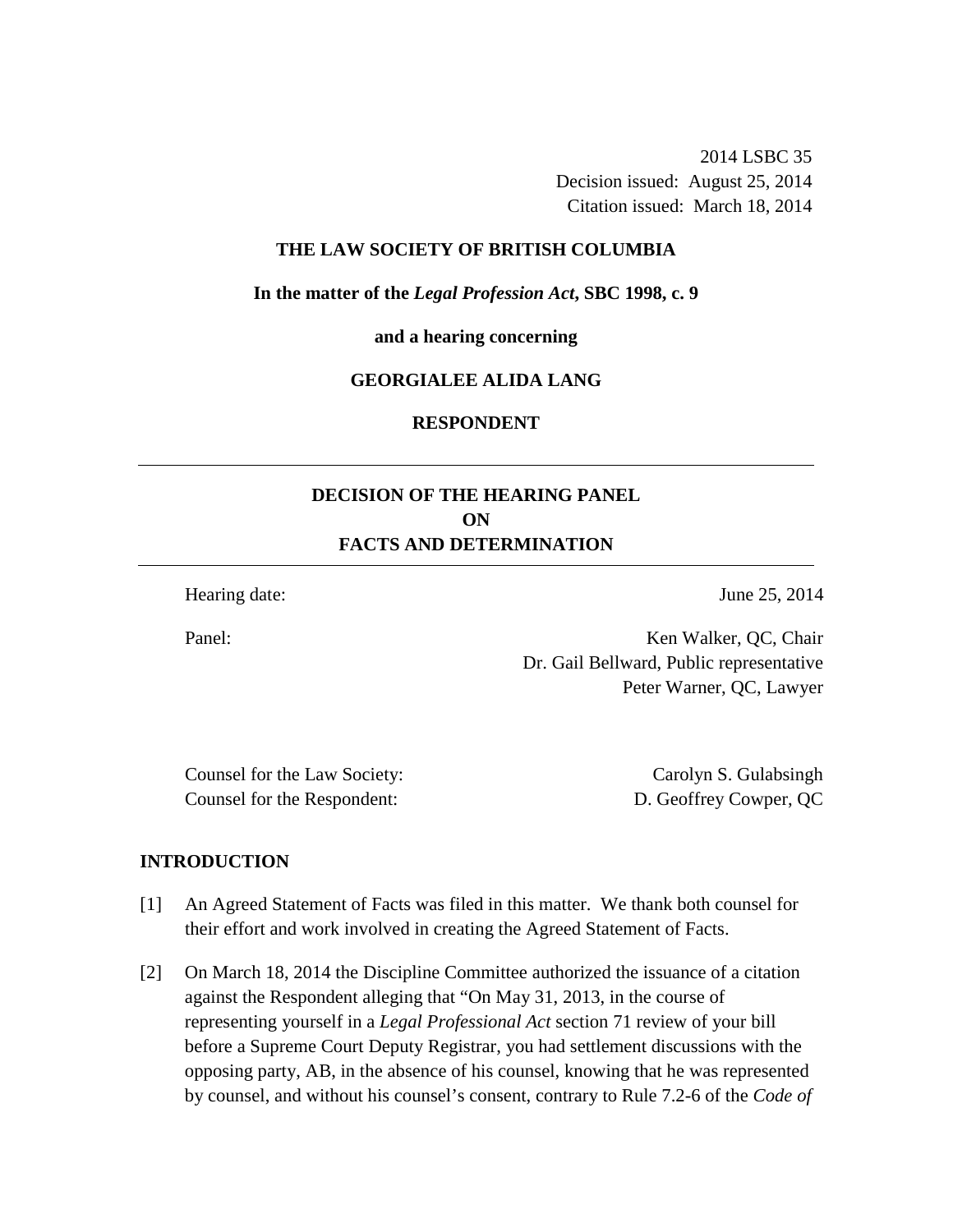2014 LSBC 35
Decision issued: August 25, 2014
Citation issued: March 18, 2014

**THE LAW SOCIETY OF BRITISH COLUMBIA**

**In the matter of the *Legal Profession Act*, SBC 1998, c. 9**

**and a hearing concerning**

**GEORGIALEE ALIDA LANG**

**RESPONDENT**

---

# DECISION OF THE HEARING PANEL ON FACTS AND DETERMINATION

---

Hearing date: June 25, 2014

Panel: Ken Walker, QC, Chair
Dr. Gail Bellward, Public representative
Peter Warner, QC, Lawyer

Counsel for the Law Society: Carolyn S. Gulabsingh
Counsel for the Respondent: D. Geoffrey Cowper, QC

## INTRODUCTION

[1] An Agreed Statement of Facts was filed in this matter. We thank both counsel for their effort and work involved in creating the Agreed Statement of Facts.

[2] On March 18, 2014 the Discipline Committee authorized the issuance of a citation against the Respondent alleging that "On May 31, 2013, in the course of representing yourself in a *Legal Professional Act* section 71 review of your bill before a Supreme Court Deputy Registrar, you had settlement discussions with the opposing party, AB, in the absence of his counsel, knowing that he was represented by counsel, and without his counsel's consent, contrary to Rule 7.2-6 of the *Code of*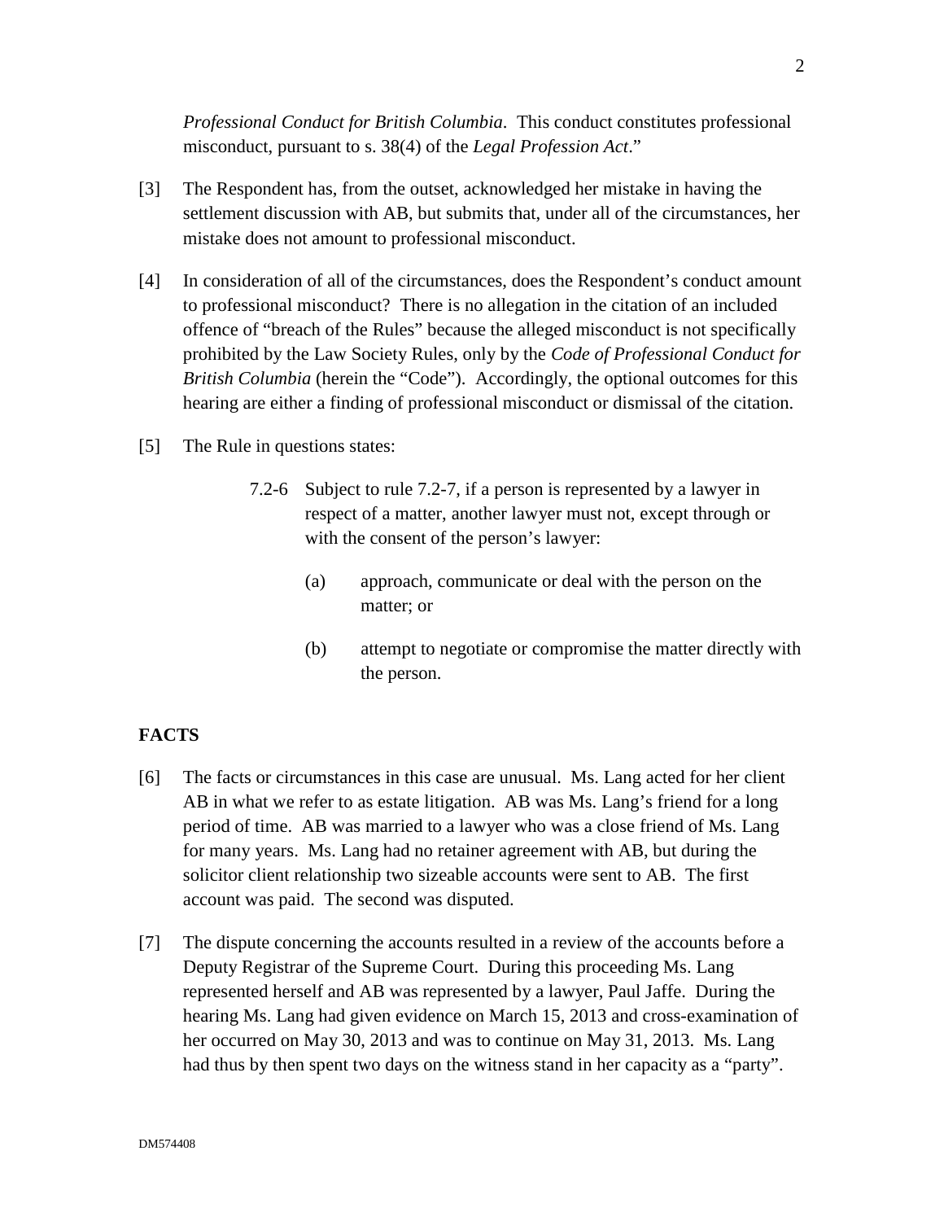*Professional Conduct for British Columbia*. This conduct constitutes professional misconduct, pursuant to s. 38(4) of the *Legal Profession Act*."

[3] The Respondent has, from the outset, acknowledged her mistake in having the settlement discussion with AB, but submits that, under all of the circumstances, her mistake does not amount to professional misconduct.

[4] In consideration of all of the circumstances, does the Respondent's conduct amount to professional misconduct? There is no allegation in the citation of an included offence of "breach of the Rules" because the alleged misconduct is not specifically prohibited by the Law Society Rules, only by the *Code of Professional Conduct for British Columbia* (herein the "Code"). Accordingly, the optional outcomes for this hearing are either a finding of professional misconduct or dismissal of the citation.

[5] The Rule in questions states:

> 7.2-6 Subject to rule 7.2-7, if a person is represented by a lawyer in respect of a matter, another lawyer must not, except through or with the consent of the person's lawyer:
>
> (a) approach, communicate or deal with the person on the matter; or
>
> (b) attempt to negotiate or compromise the matter directly with the person.

## FACTS

[6] The facts or circumstances in this case are unusual. Ms. Lang acted for her client AB in what we refer to as estate litigation. AB was Ms. Lang's friend for a long period of time. AB was married to a lawyer who was a close friend of Ms. Lang for many years. Ms. Lang had no retainer agreement with AB, but during the solicitor client relationship two sizeable accounts were sent to AB. The first account was paid. The second was disputed.

[7] The dispute concerning the accounts resulted in a review of the accounts before a Deputy Registrar of the Supreme Court. During this proceeding Ms. Lang represented herself and AB was represented by a lawyer, Paul Jaffe. During the hearing Ms. Lang had given evidence on March 15, 2013 and cross-examination of her occurred on May 30, 2013 and was to continue on May 31, 2013. Ms. Lang had thus by then spent two days on the witness stand in her capacity as a "party".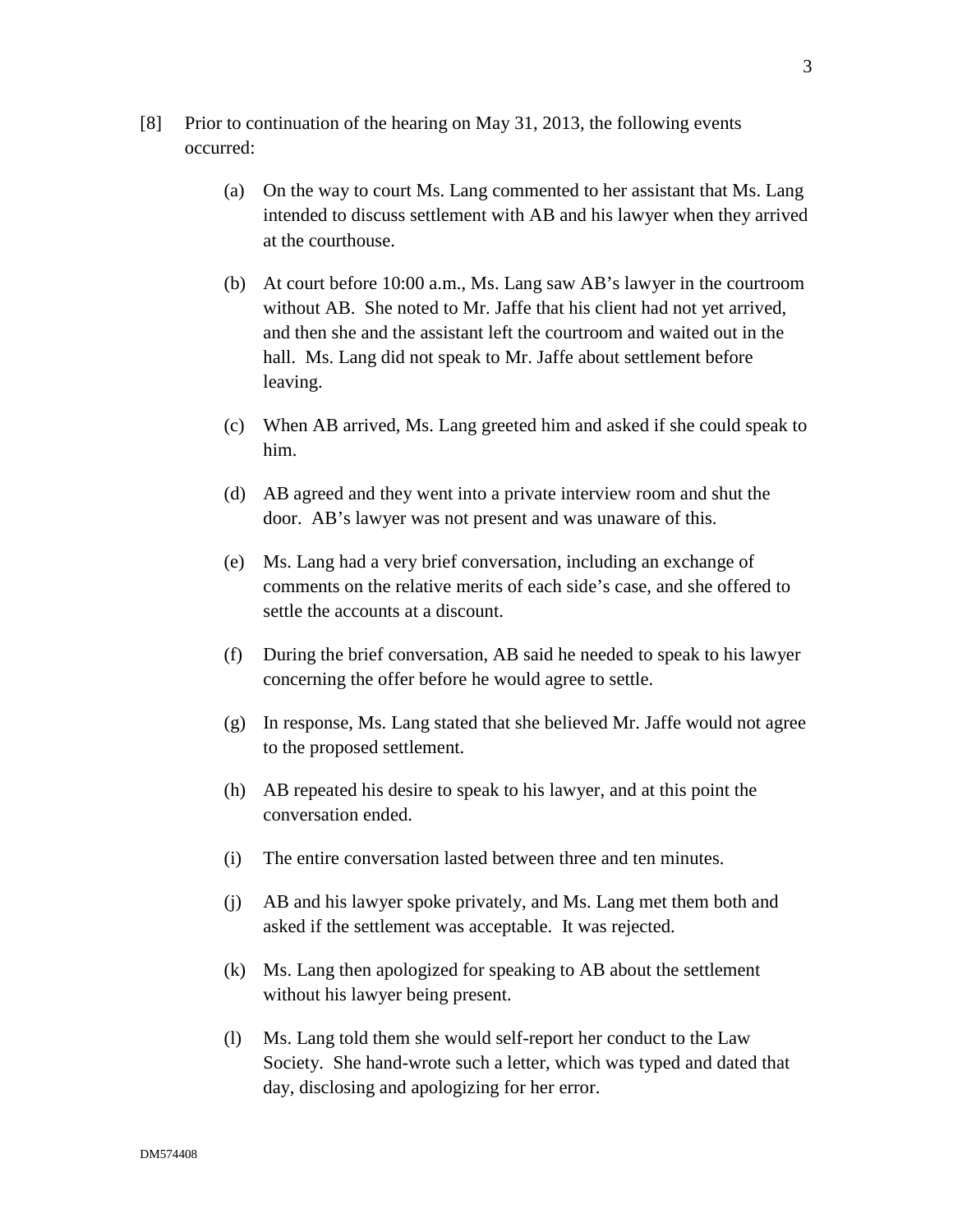[8] Prior to continuation of the hearing on May 31, 2013, the following events occurred:

(a) On the way to court Ms. Lang commented to her assistant that Ms. Lang intended to discuss settlement with AB and his lawyer when they arrived at the courthouse.

(b) At court before 10:00 a.m., Ms. Lang saw AB's lawyer in the courtroom without AB. She noted to Mr. Jaffe that his client had not yet arrived, and then she and the assistant left the courtroom and waited out in the hall. Ms. Lang did not speak to Mr. Jaffe about settlement before leaving.

(c) When AB arrived, Ms. Lang greeted him and asked if she could speak to him.

(d) AB agreed and they went into a private interview room and shut the door. AB's lawyer was not present and was unaware of this.

(e) Ms. Lang had a very brief conversation, including an exchange of comments on the relative merits of each side's case, and she offered to settle the accounts at a discount.

(f) During the brief conversation, AB said he needed to speak to his lawyer concerning the offer before he would agree to settle.

(g) In response, Ms. Lang stated that she believed Mr. Jaffe would not agree to the proposed settlement.

(h) AB repeated his desire to speak to his lawyer, and at this point the conversation ended.

(i) The entire conversation lasted between three and ten minutes.

(j) AB and his lawyer spoke privately, and Ms. Lang met them both and asked if the settlement was acceptable. It was rejected.

(k) Ms. Lang then apologized for speaking to AB about the settlement without his lawyer being present.

(l) Ms. Lang told them she would self-report her conduct to the Law Society. She hand-wrote such a letter, which was typed and dated that day, disclosing and apologizing for her error.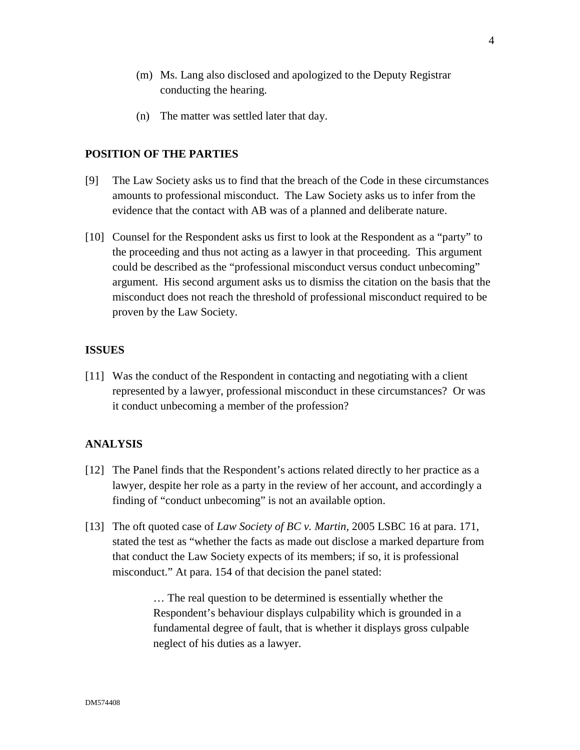(m) Ms. Lang also disclosed and apologized to the Deputy Registrar conducting the hearing.

(n) The matter was settled later that day.

## POSITION OF THE PARTIES

[9] The Law Society asks us to find that the breach of the Code in these circumstances amounts to professional misconduct. The Law Society asks us to infer from the evidence that the contact with AB was of a planned and deliberate nature.

[10] Counsel for the Respondent asks us first to look at the Respondent as a "party" to the proceeding and thus not acting as a lawyer in that proceeding. This argument could be described as the "professional misconduct versus conduct unbecoming" argument. His second argument asks us to dismiss the citation on the basis that the misconduct does not reach the threshold of professional misconduct required to be proven by the Law Society.

## ISSUES

[11] Was the conduct of the Respondent in contacting and negotiating with a client represented by a lawyer, professional misconduct in these circumstances? Or was it conduct unbecoming a member of the profession?

## ANALYSIS

[12] The Panel finds that the Respondent's actions related directly to her practice as a lawyer, despite her role as a party in the review of her account, and accordingly a finding of "conduct unbecoming" is not an available option.

[13] The oft quoted case of *Law Society of BC v. Martin*, 2005 LSBC 16 at para. 171, stated the test as "whether the facts as made out disclose a marked departure from that conduct the Law Society expects of its members; if so, it is professional misconduct." At para. 154 of that decision the panel stated:

> … The real question to be determined is essentially whether the Respondent's behaviour displays culpability which is grounded in a fundamental degree of fault, that is whether it displays gross culpable neglect of his duties as a lawyer.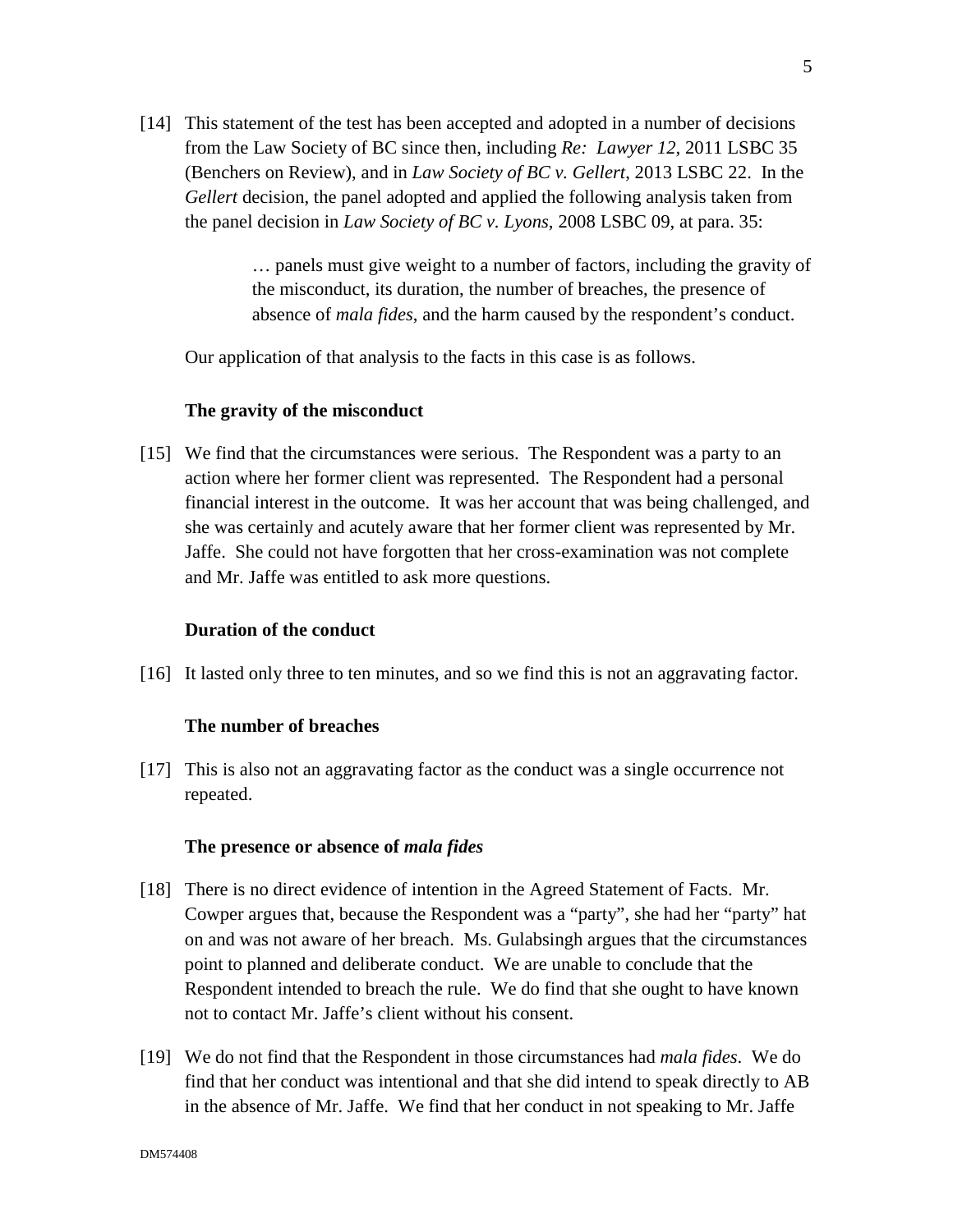[14] This statement of the test has been accepted and adopted in a number of decisions from the Law Society of BC since then, including *Re: Lawyer 12*, 2011 LSBC 35 (Benchers on Review), and in *Law Society of BC v. Gellert*, 2013 LSBC 22. In the *Gellert* decision, the panel adopted and applied the following analysis taken from the panel decision in *Law Society of BC v. Lyons*, 2008 LSBC 09, at para. 35:

> … panels must give weight to a number of factors, including the gravity of the misconduct, its duration, the number of breaches, the presence of absence of *mala fides*, and the harm caused by the respondent's conduct.

Our application of that analysis to the facts in this case is as follows.

### The gravity of the misconduct

[15] We find that the circumstances were serious. The Respondent was a party to an action where her former client was represented. The Respondent had a personal financial interest in the outcome. It was her account that was being challenged, and she was certainly and acutely aware that her former client was represented by Mr. Jaffe. She could not have forgotten that her cross-examination was not complete and Mr. Jaffe was entitled to ask more questions.

### Duration of the conduct

[16] It lasted only three to ten minutes, and so we find this is not an aggravating factor.

### The number of breaches

[17] This is also not an aggravating factor as the conduct was a single occurrence not repeated.

### The presence or absence of *mala fides*

[18] There is no direct evidence of intention in the Agreed Statement of Facts. Mr. Cowper argues that, because the Respondent was a "party", she had her "party" hat on and was not aware of her breach. Ms. Gulabsingh argues that the circumstances point to planned and deliberate conduct. We are unable to conclude that the Respondent intended to breach the rule. We do find that she ought to have known not to contact Mr. Jaffe's client without his consent.

[19] We do not find that the Respondent in those circumstances had *mala fides*. We do find that her conduct was intentional and that she did intend to speak directly to AB in the absence of Mr. Jaffe. We find that her conduct in not speaking to Mr. Jaffe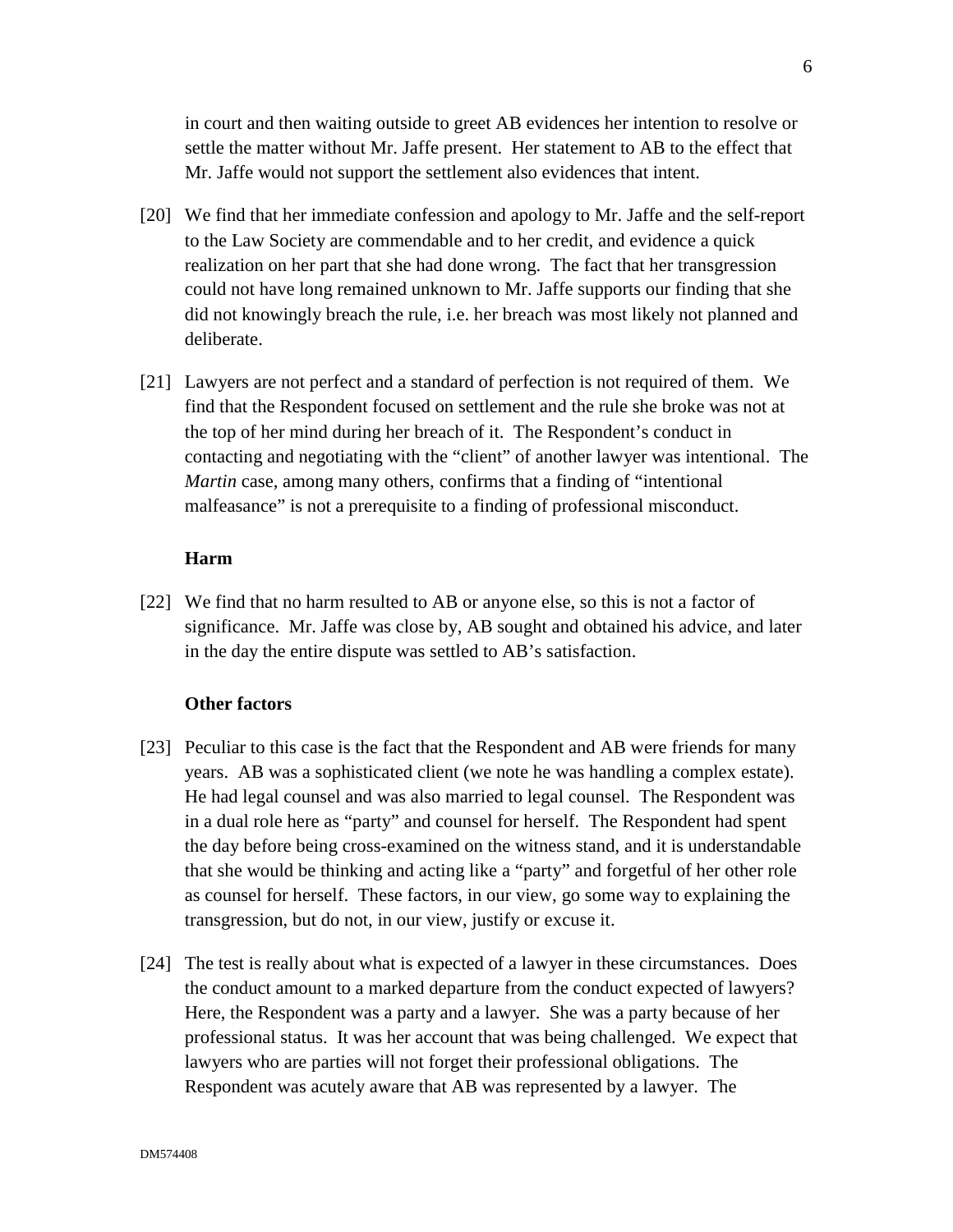in court and then waiting outside to greet AB evidences her intention to resolve or settle the matter without Mr. Jaffe present. Her statement to AB to the effect that Mr. Jaffe would not support the settlement also evidences that intent.

[20] We find that her immediate confession and apology to Mr. Jaffe and the self-report to the Law Society are commendable and to her credit, and evidence a quick realization on her part that she had done wrong. The fact that her transgression could not have long remained unknown to Mr. Jaffe supports our finding that she did not knowingly breach the rule, i.e. her breach was most likely not planned and deliberate.

[21] Lawyers are not perfect and a standard of perfection is not required of them. We find that the Respondent focused on settlement and the rule she broke was not at the top of her mind during her breach of it. The Respondent's conduct in contacting and negotiating with the "client" of another lawyer was intentional. The *Martin* case, among many others, confirms that a finding of "intentional malfeasance" is not a prerequisite to a finding of professional misconduct.

### Harm

[22] We find that no harm resulted to AB or anyone else, so this is not a factor of significance. Mr. Jaffe was close by, AB sought and obtained his advice, and later in the day the entire dispute was settled to AB's satisfaction.

### Other factors

[23] Peculiar to this case is the fact that the Respondent and AB were friends for many years. AB was a sophisticated client (we note he was handling a complex estate). He had legal counsel and was also married to legal counsel. The Respondent was in a dual role here as "party" and counsel for herself. The Respondent had spent the day before being cross-examined on the witness stand, and it is understandable that she would be thinking and acting like a "party" and forgetful of her other role as counsel for herself. These factors, in our view, go some way to explaining the transgression, but do not, in our view, justify or excuse it.

[24] The test is really about what is expected of a lawyer in these circumstances. Does the conduct amount to a marked departure from the conduct expected of lawyers? Here, the Respondent was a party and a lawyer. She was a party because of her professional status. It was her account that was being challenged. We expect that lawyers who are parties will not forget their professional obligations. The Respondent was acutely aware that AB was represented by a lawyer. The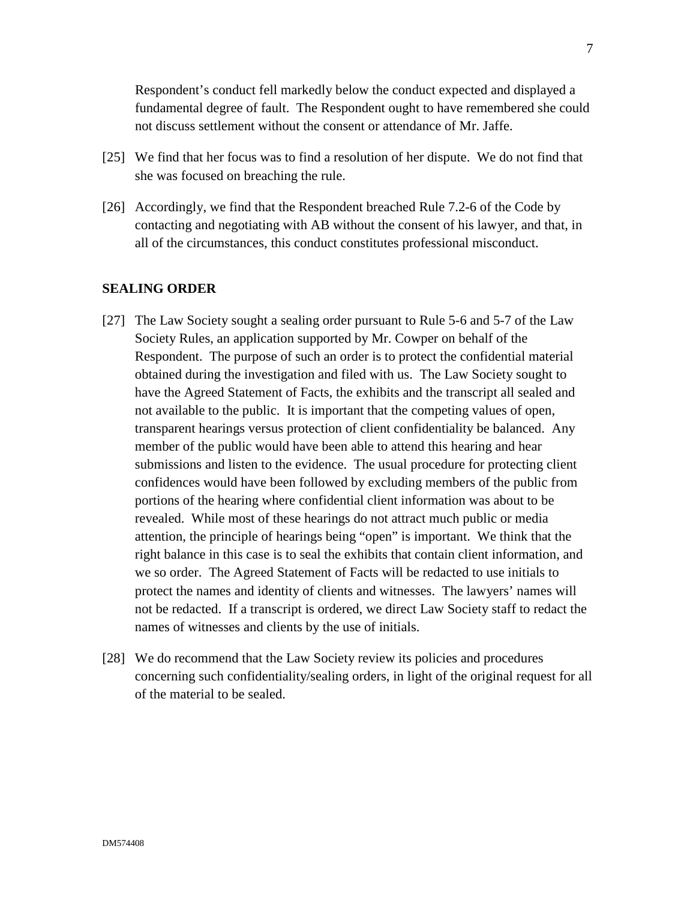Respondent's conduct fell markedly below the conduct expected and displayed a fundamental degree of fault. The Respondent ought to have remembered she could not discuss settlement without the consent or attendance of Mr. Jaffe.

[25] We find that her focus was to find a resolution of her dispute. We do not find that she was focused on breaching the rule.

[26] Accordingly, we find that the Respondent breached Rule 7.2-6 of the Code by contacting and negotiating with AB without the consent of his lawyer, and that, in all of the circumstances, this conduct constitutes professional misconduct.

## SEALING ORDER

[27] The Law Society sought a sealing order pursuant to Rule 5-6 and 5-7 of the Law Society Rules, an application supported by Mr. Cowper on behalf of the Respondent. The purpose of such an order is to protect the confidential material obtained during the investigation and filed with us. The Law Society sought to have the Agreed Statement of Facts, the exhibits and the transcript all sealed and not available to the public. It is important that the competing values of open, transparent hearings versus protection of client confidentiality be balanced. Any member of the public would have been able to attend this hearing and hear submissions and listen to the evidence. The usual procedure for protecting client confidences would have been followed by excluding members of the public from portions of the hearing where confidential client information was about to be revealed. While most of these hearings do not attract much public or media attention, the principle of hearings being "open" is important. We think that the right balance in this case is to seal the exhibits that contain client information, and we so order. The Agreed Statement of Facts will be redacted to use initials to protect the names and identity of clients and witnesses. The lawyers' names will not be redacted. If a transcript is ordered, we direct Law Society staff to redact the names of witnesses and clients by the use of initials.

[28] We do recommend that the Law Society review its policies and procedures concerning such confidentiality/sealing orders, in light of the original request for all of the material to be sealed.